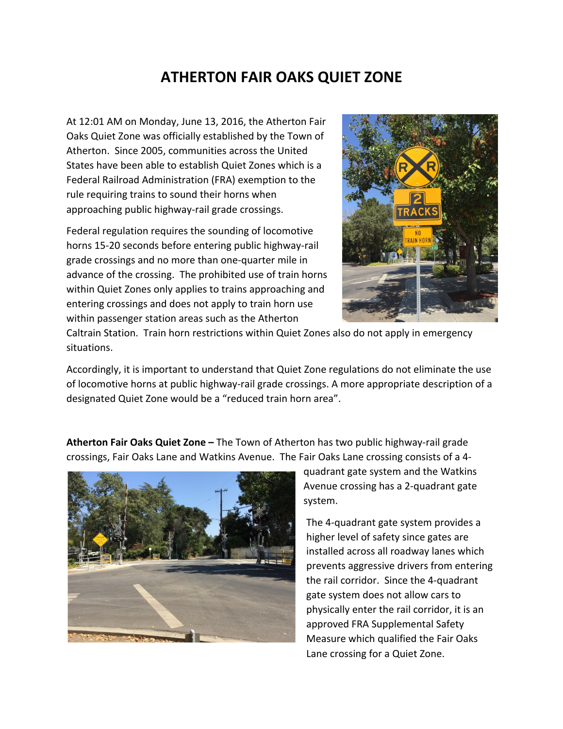# ATHERTON FAIR OAKS QUIET ZONE

At 12:01 AM on Monday, June 13, 2016, the Atherton Fair Oaks Quiet Zone was officially established by the Town of Atherton. Since 2005, communities across the United States have been able to establish Quiet Zones which is a Federal Railroad Administration (FRA) exemption to the rule requiring trains to sound their horns when approaching public highway-rail grade crossings.

Federal regulation requires the sounding of locomotive horns 15-20 seconds before entering public highway-rail grade crossings and no more than one-quarter mile in advance of the crossing. The prohibited use of train horns within Quiet Zones only applies to trains approaching and entering crossings and does not apply to train horn use within passenger station areas such as the Atherton Caltrain Station. Train horn restrictions within Quiet Zones also do not apply in emergency situations.

Accordingly, it is important to understand that Quiet Zone regulations do not eliminate the use of locomotive horns at public highway-rail grade crossings. A more appropriate description of a designated Quiet Zone would be a "reduced train horn area".

**Atherton Fair Oaks Quiet Zone –** The Town of Atherton has two public highway-rail grade crossings, Fair Oaks Lane and Watkins Avenue. The Fair Oaks Lane crossing consists of a 4-quadrant gate system and the Watkins Avenue crossing has a 2-quadrant gate system.

The 4-quadrant gate system provides a higher level of safety since gates are installed across all roadway lanes which prevents aggressive drivers from entering the rail corridor. Since the 4-quadrant gate system does not allow cars to physically enter the rail corridor, it is an approved FRA Supplemental Safety Measure which qualified the Fair Oaks Lane crossing for a Quiet Zone.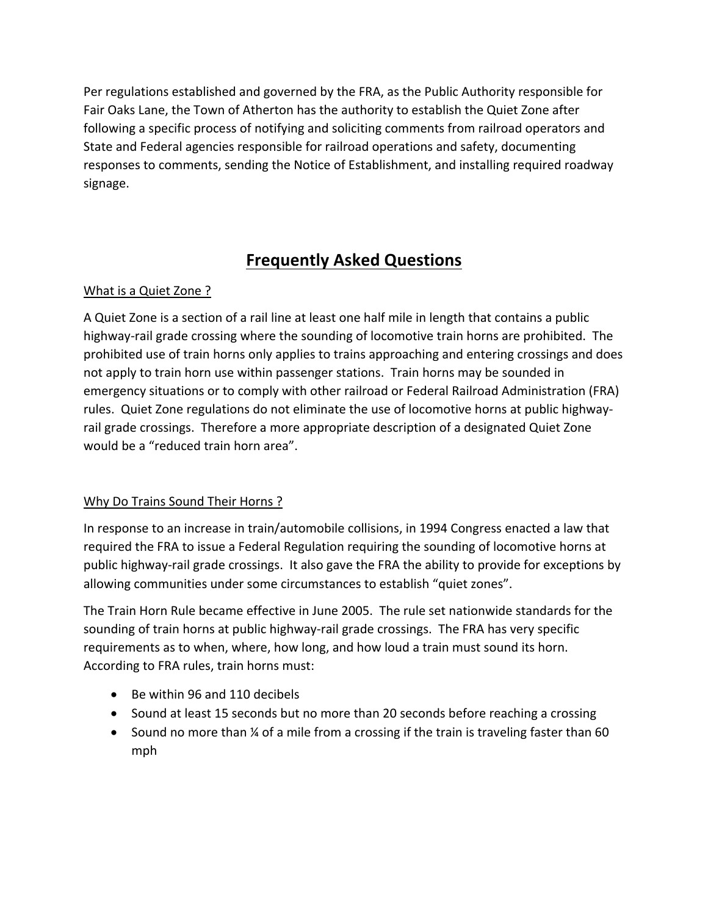Per regulations established and governed by the FRA, as the Public Authority responsible for Fair Oaks Lane, the Town of Atherton has the authority to establish the Quiet Zone after following a specific process of notifying and soliciting comments from railroad operators and State and Federal agencies responsible for railroad operations and safety, documenting responses to comments, sending the Notice of Establishment, and installing required roadway signage.

# Frequently Asked Questions

## What is a Quiet Zone ?

A Quiet Zone is a section of a rail line at least one half mile in length that contains a public highway-rail grade crossing where the sounding of locomotive train horns are prohibited. The prohibited use of train horns only applies to trains approaching and entering crossings and does not apply to train horn use within passenger stations. Train horns may be sounded in emergency situations or to comply with other railroad or Federal Railroad Administration (FRA) rules. Quiet Zone regulations do not eliminate the use of locomotive horns at public highway-rail grade crossings. Therefore a more appropriate description of a designated Quiet Zone would be a “reduced train horn area”.

## Why Do Trains Sound Their Horns ?

In response to an increase in train/automobile collisions, in 1994 Congress enacted a law that required the FRA to issue a Federal Regulation requiring the sounding of locomotive horns at public highway-rail grade crossings. It also gave the FRA the ability to provide for exceptions by allowing communities under some circumstances to establish “quiet zones”.

The Train Horn Rule became effective in June 2005. The rule set nationwide standards for the sounding of train horns at public highway-rail grade crossings. The FRA has very specific requirements as to when, where, how long, and how loud a train must sound its horn. According to FRA rules, train horns must:

- Be within 96 and 110 decibels
- Sound at least 15 seconds but no more than 20 seconds before reaching a crossing
- Sound no more than ¼ of a mile from a crossing if the train is traveling faster than 60 mph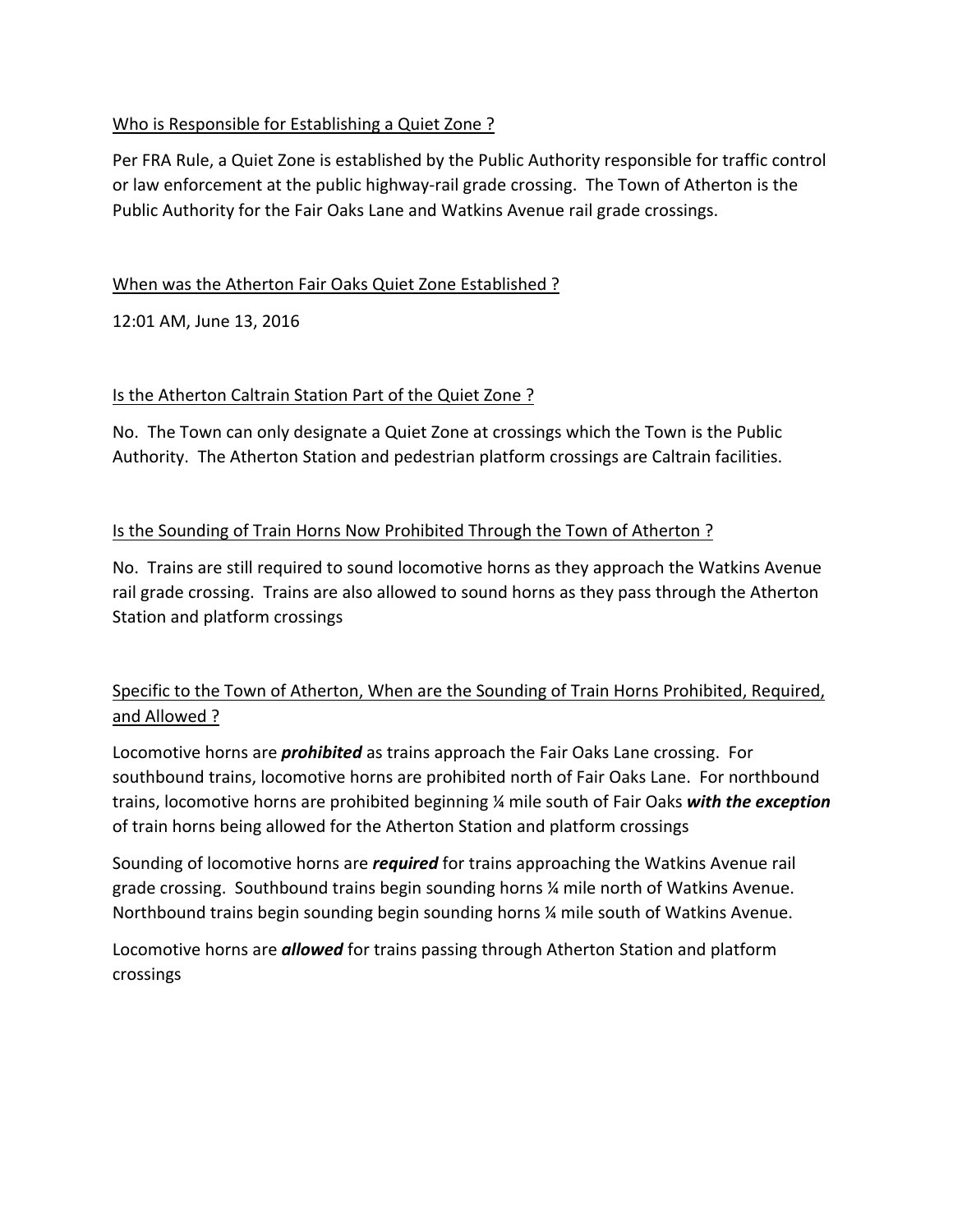<u>Who is Responsible for Establishing a Quiet Zone ?</u>

Per FRA Rule, a Quiet Zone is established by the Public Authority responsible for traffic control or law enforcement at the public highway-rail grade crossing. The Town of Atherton is the Public Authority for the Fair Oaks Lane and Watkins Avenue rail grade crossings.

<u>When was the Atherton Fair Oaks Quiet Zone Established ?</u>

12:01 AM, June 13, 2016

<u>Is the Atherton Caltrain Station Part of the Quiet Zone ?</u>

No. The Town can only designate a Quiet Zone at crossings which the Town is the Public Authority. The Atherton Station and pedestrian platform crossings are Caltrain facilities.

<u>Is the Sounding of Train Horns Now Prohibited Through the Town of Atherton ?</u>

No. Trains are still required to sound locomotive horns as they approach the Watkins Avenue rail grade crossing. Trains are also allowed to sound horns as they pass through the Atherton Station and platform crossings

<u>Specific to the Town of Atherton, When are the Sounding of Train Horns Prohibited, Required, and Allowed ?</u>

Locomotive horns are ***prohibited*** as trains approach the Fair Oaks Lane crossing. For southbound trains, locomotive horns are prohibited north of Fair Oaks Lane. For northbound trains, locomotive horns are prohibited beginning ¼ mile south of Fair Oaks ***with the exception*** of train horns being allowed for the Atherton Station and platform crossings

Sounding of locomotive horns are ***required*** for trains approaching the Watkins Avenue rail grade crossing. Southbound trains begin sounding horns ¼ mile north of Watkins Avenue. Northbound trains begin sounding begin sounding horns ¼ mile south of Watkins Avenue.

Locomotive horns are ***allowed*** for trains passing through Atherton Station and platform crossings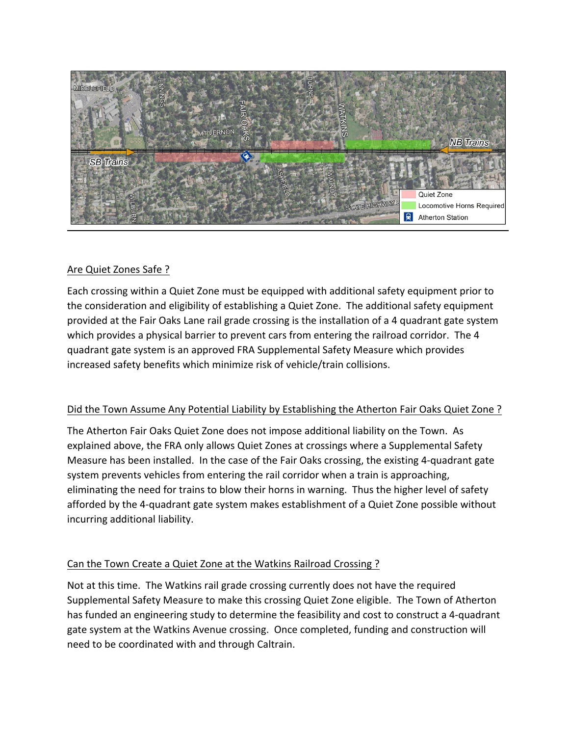## Are Quiet Zones Safe ?

Each crossing within a Quiet Zone must be equipped with additional safety equipment prior to the consideration and eligibility of establishing a Quiet Zone. The additional safety equipment provided at the Fair Oaks Lane rail grade crossing is the installation of a 4 quadrant gate system which provides a physical barrier to prevent cars from entering the railroad corridor. The 4 quadrant gate system is an approved FRA Supplemental Safety Measure which provides increased safety benefits which minimize risk of vehicle/train collisions.

## Did the Town Assume Any Potential Liability by Establishing the Atherton Fair Oaks Quiet Zone ?

The Atherton Fair Oaks Quiet Zone does not impose additional liability on the Town. As explained above, the FRA only allows Quiet Zones at crossings where a Supplemental Safety Measure has been installed. In the case of the Fair Oaks crossing, the existing 4-quadrant gate system prevents vehicles from entering the rail corridor when a train is approaching, eliminating the need for trains to blow their horns in warning. Thus the higher level of safety afforded by the 4-quadrant gate system makes establishment of a Quiet Zone possible without incurring additional liability.

## Can the Town Create a Quiet Zone at the Watkins Railroad Crossing ?

Not at this time. The Watkins rail grade crossing currently does not have the required Supplemental Safety Measure to make this crossing Quiet Zone eligible. The Town of Atherton has funded an engineering study to determine the feasibility and cost to construct a 4-quadrant gate system at the Watkins Avenue crossing. Once completed, funding and construction will need to be coordinated with and through Caltrain.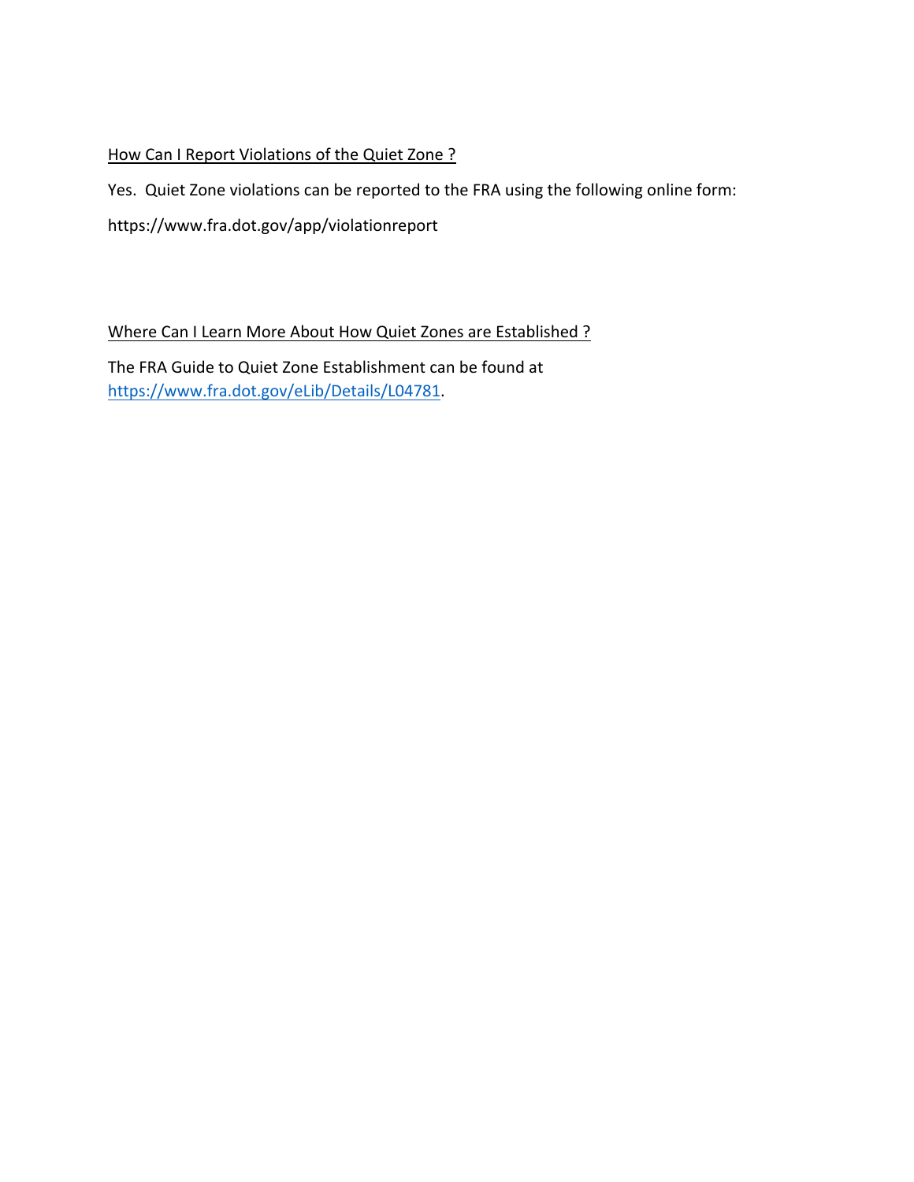How Can I Report Violations of the Quiet Zone ?

Yes. Quiet Zone violations can be reported to the FRA using the following online form:

https://www.fra.dot.gov/app/violationreport

Where Can I Learn More About How Quiet Zones are Established ?

The FRA Guide to Quiet Zone Establishment can be found at https://www.fra.dot.gov/eLib/Details/L04781.